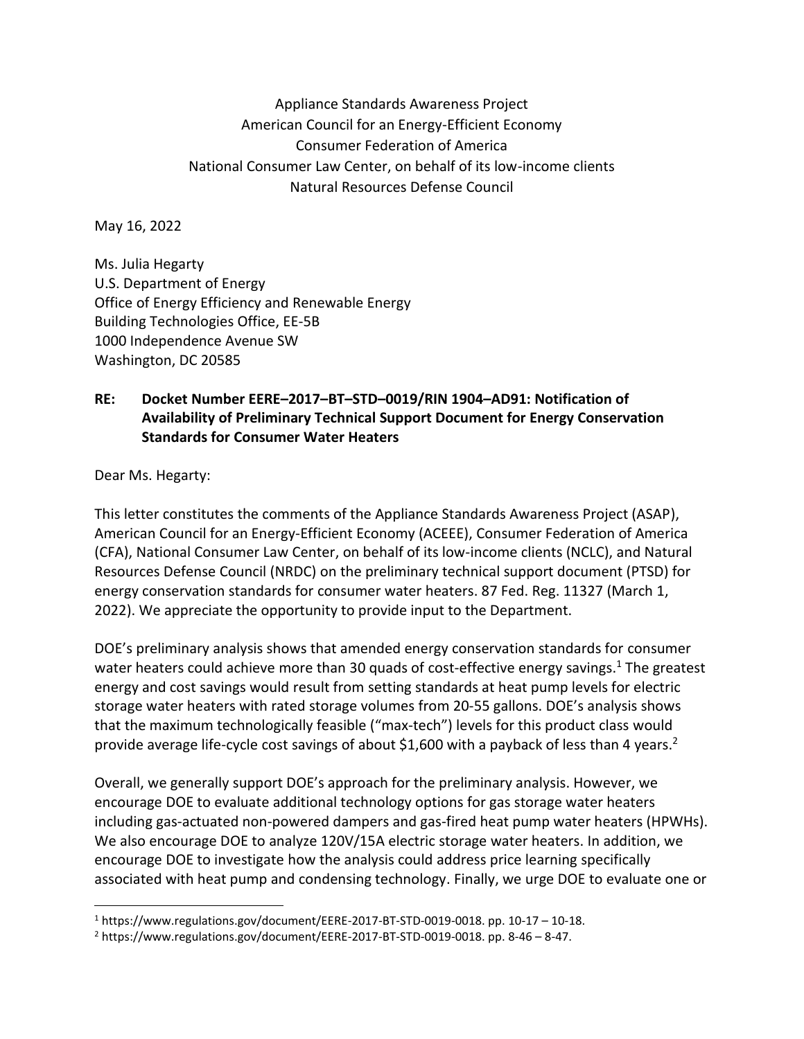Appliance Standards Awareness Project
American Council for an Energy-Efficient Economy
Consumer Federation of America
National Consumer Law Center, on behalf of its low-income clients
Natural Resources Defense Council

May 16, 2022

Ms. Julia Hegarty
U.S. Department of Energy
Office of Energy Efficiency and Renewable Energy
Building Technologies Office, EE-5B
1000 Independence Avenue SW
Washington, DC 20585

**RE: Docket Number EERE–2017–BT–STD–0019/RIN 1904–AD91: Notification of Availability of Preliminary Technical Support Document for Energy Conservation Standards for Consumer Water Heaters**

Dear Ms. Hegarty:

This letter constitutes the comments of the Appliance Standards Awareness Project (ASAP), American Council for an Energy-Efficient Economy (ACEEE), Consumer Federation of America (CFA), National Consumer Law Center, on behalf of its low-income clients (NCLC), and Natural Resources Defense Council (NRDC) on the preliminary technical support document (PTSD) for energy conservation standards for consumer water heaters. 87 Fed. Reg. 11327 (March 1, 2022). We appreciate the opportunity to provide input to the Department.

DOE's preliminary analysis shows that amended energy conservation standards for consumer water heaters could achieve more than 30 quads of cost-effective energy savings.[1] The greatest energy and cost savings would result from setting standards at heat pump levels for electric storage water heaters with rated storage volumes from 20-55 gallons. DOE's analysis shows that the maximum technologically feasible ("max-tech") levels for this product class would provide average life-cycle cost savings of about $1,600 with a payback of less than 4 years.[2]

Overall, we generally support DOE's approach for the preliminary analysis. However, we encourage DOE to evaluate additional technology options for gas storage water heaters including gas-actuated non-powered dampers and gas-fired heat pump water heaters (HPWHs). We also encourage DOE to analyze 120V/15A electric storage water heaters. In addition, we encourage DOE to investigate how the analysis could address price learning specifically associated with heat pump and condensing technology. Finally, we urge DOE to evaluate one or

---

[1] https://www.regulations.gov/document/EERE-2017-BT-STD-0019-0018. pp. 10-17 – 10-18.

[2] https://www.regulations.gov/document/EERE-2017-BT-STD-0019-0018. pp. 8-46 – 8-47.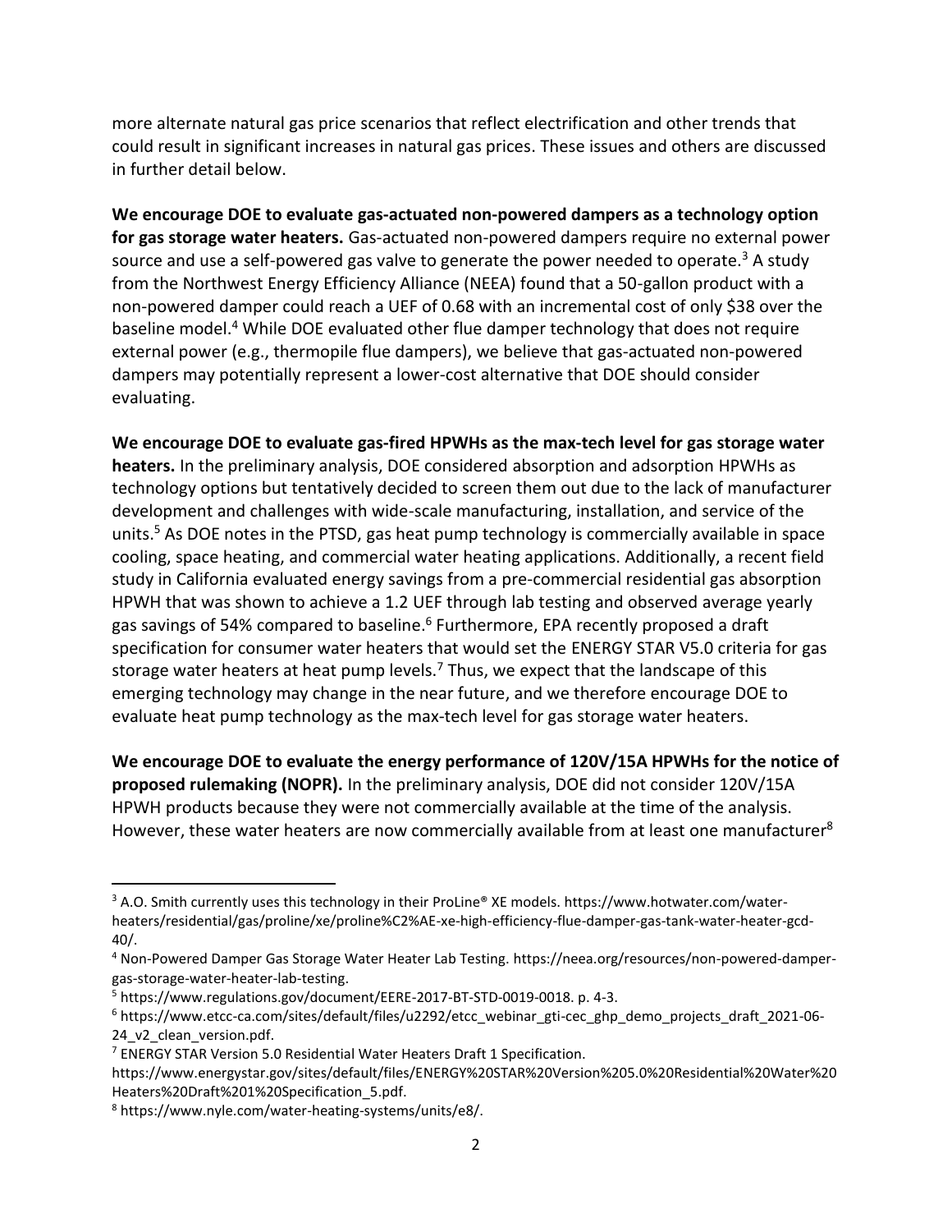more alternate natural gas price scenarios that reflect electrification and other trends that could result in significant increases in natural gas prices. These issues and others are discussed in further detail below.

**We encourage DOE to evaluate gas-actuated non-powered dampers as a technology option for gas storage water heaters.** Gas-actuated non-powered dampers require no external power source and use a self-powered gas valve to generate the power needed to operate.[3] A study from the Northwest Energy Efficiency Alliance (NEEA) found that a 50-gallon product with a non-powered damper could reach a UEF of 0.68 with an incremental cost of only $38 over the baseline model.[4] While DOE evaluated other flue damper technology that does not require external power (e.g., thermopile flue dampers), we believe that gas-actuated non-powered dampers may potentially represent a lower-cost alternative that DOE should consider evaluating.

**We encourage DOE to evaluate gas-fired HPWHs as the max-tech level for gas storage water heaters.** In the preliminary analysis, DOE considered absorption and adsorption HPWHs as technology options but tentatively decided to screen them out due to the lack of manufacturer development and challenges with wide-scale manufacturing, installation, and service of the units.[5] As DOE notes in the PTSD, gas heat pump technology is commercially available in space cooling, space heating, and commercial water heating applications. Additionally, a recent field study in California evaluated energy savings from a pre-commercial residential gas absorption HPWH that was shown to achieve a 1.2 UEF through lab testing and observed average yearly gas savings of 54% compared to baseline.[6] Furthermore, EPA recently proposed a draft specification for consumer water heaters that would set the ENERGY STAR V5.0 criteria for gas storage water heaters at heat pump levels.[7] Thus, we expect that the landscape of this emerging technology may change in the near future, and we therefore encourage DOE to evaluate heat pump technology as the max-tech level for gas storage water heaters.

**We encourage DOE to evaluate the energy performance of 120V/15A HPWHs for the notice of proposed rulemaking (NOPR).** In the preliminary analysis, DOE did not consider 120V/15A HPWH products because they were not commercially available at the time of the analysis. However, these water heaters are now commercially available from at least one manufacturer[8]

---

[3] A.O. Smith currently uses this technology in their ProLine® XE models. https://www.hotwater.com/water-heaters/residential/gas/proline/xe/proline%C2%AE-xe-high-efficiency-flue-damper-gas-tank-water-heater-gcd-40/.

[4] Non-Powered Damper Gas Storage Water Heater Lab Testing. https://neea.org/resources/non-powered-damper-gas-storage-water-heater-lab-testing.

[5] https://www.regulations.gov/document/EERE-2017-BT-STD-0019-0018. p. 4-3.

[6] https://www.etcc-ca.com/sites/default/files/u2292/etcc_webinar_gti-cec_ghp_demo_projects_draft_2021-06-24_v2_clean_version.pdf.

[7] ENERGY STAR Version 5.0 Residential Water Heaters Draft 1 Specification. https://www.energystar.gov/sites/default/files/ENERGY%20STAR%20Version%205.0%20Residential%20Water%20Heaters%20Draft%201%20Specification_5.pdf.

[8] https://www.nyle.com/water-heating-systems/units/e8/.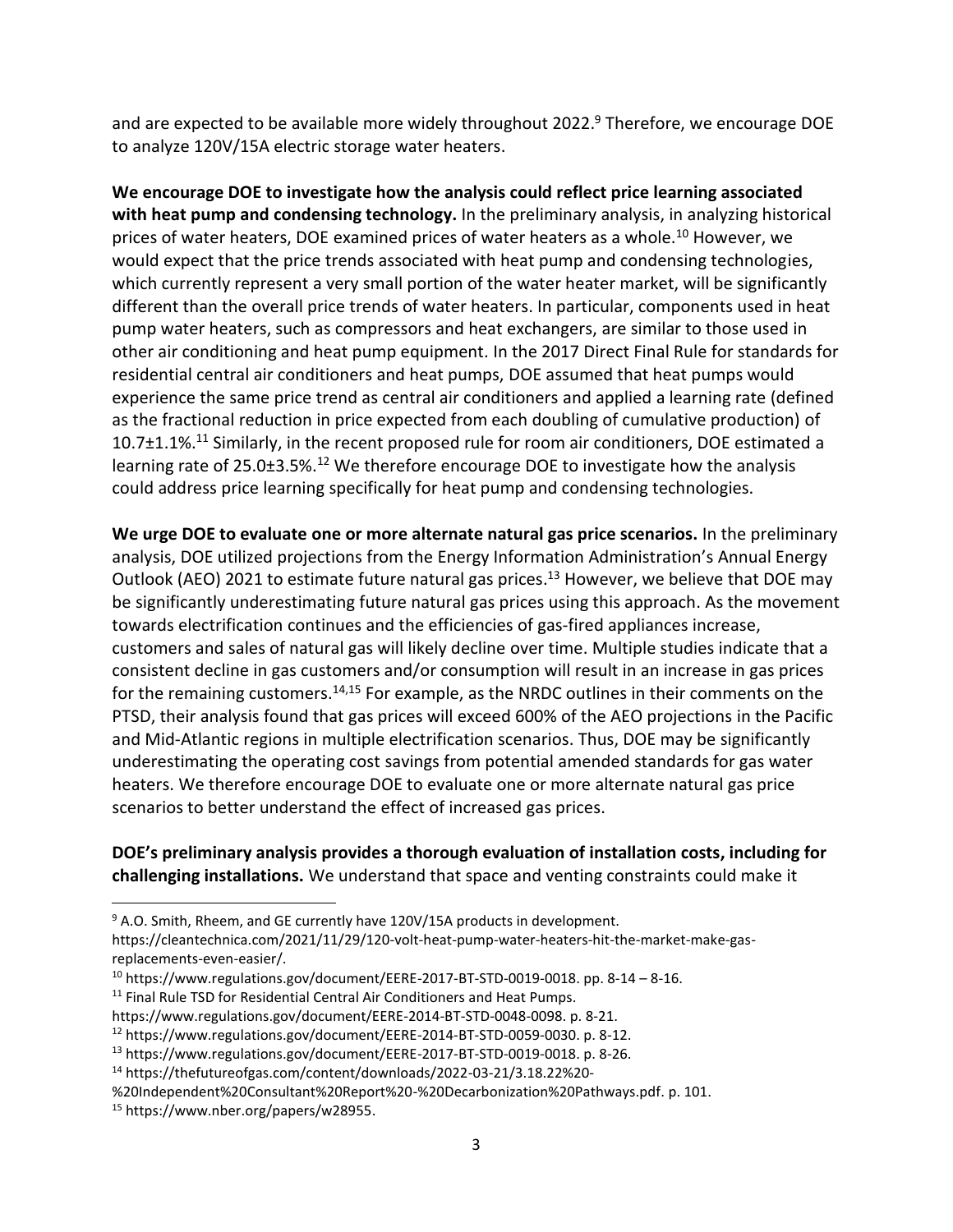and are expected to be available more widely throughout 2022.[9] Therefore, we encourage DOE to analyze 120V/15A electric storage water heaters.

**We encourage DOE to investigate how the analysis could reflect price learning associated with heat pump and condensing technology.** In the preliminary analysis, in analyzing historical prices of water heaters, DOE examined prices of water heaters as a whole.[10] However, we would expect that the price trends associated with heat pump and condensing technologies, which currently represent a very small portion of the water heater market, will be significantly different than the overall price trends of water heaters. In particular, components used in heat pump water heaters, such as compressors and heat exchangers, are similar to those used in other air conditioning and heat pump equipment. In the 2017 Direct Final Rule for standards for residential central air conditioners and heat pumps, DOE assumed that heat pumps would experience the same price trend as central air conditioners and applied a learning rate (defined as the fractional reduction in price expected from each doubling of cumulative production) of 10.7±1.1%.[11] Similarly, in the recent proposed rule for room air conditioners, DOE estimated a learning rate of 25.0±3.5%.[12] We therefore encourage DOE to investigate how the analysis could address price learning specifically for heat pump and condensing technologies.

**We urge DOE to evaluate one or more alternate natural gas price scenarios.** In the preliminary analysis, DOE utilized projections from the Energy Information Administration's Annual Energy Outlook (AEO) 2021 to estimate future natural gas prices.[13] However, we believe that DOE may be significantly underestimating future natural gas prices using this approach. As the movement towards electrification continues and the efficiencies of gas-fired appliances increase, customers and sales of natural gas will likely decline over time. Multiple studies indicate that a consistent decline in gas customers and/or consumption will result in an increase in gas prices for the remaining customers.[14,15] For example, as the NRDC outlines in their comments on the PTSD, their analysis found that gas prices will exceed 600% of the AEO projections in the Pacific and Mid-Atlantic regions in multiple electrification scenarios. Thus, DOE may be significantly underestimating the operating cost savings from potential amended standards for gas water heaters. We therefore encourage DOE to evaluate one or more alternate natural gas price scenarios to better understand the effect of increased gas prices.

**DOE's preliminary analysis provides a thorough evaluation of installation costs, including for challenging installations.** We understand that space and venting constraints could make it

---

[9] A.O. Smith, Rheem, and GE currently have 120V/15A products in development. https://cleantechnica.com/2021/11/29/120-volt-heat-pump-water-heaters-hit-the-market-make-gas-replacements-even-easier/.

[10] https://www.regulations.gov/document/EERE-2017-BT-STD-0019-0018. pp. 8-14 – 8-16.

[11] Final Rule TSD for Residential Central Air Conditioners and Heat Pumps. https://www.regulations.gov/document/EERE-2014-BT-STD-0048-0098. p. 8-21.

[12] https://www.regulations.gov/document/EERE-2014-BT-STD-0059-0030. p. 8-12.

[13] https://www.regulations.gov/document/EERE-2017-BT-STD-0019-0018. p. 8-26.

[14] https://thefutureofgas.com/content/downloads/2022-03-21/3.18.22%20-%20Independent%20Consultant%20Report%20-%20Decarbonization%20Pathways.pdf. p. 101.

[15] https://www.nber.org/papers/w28955.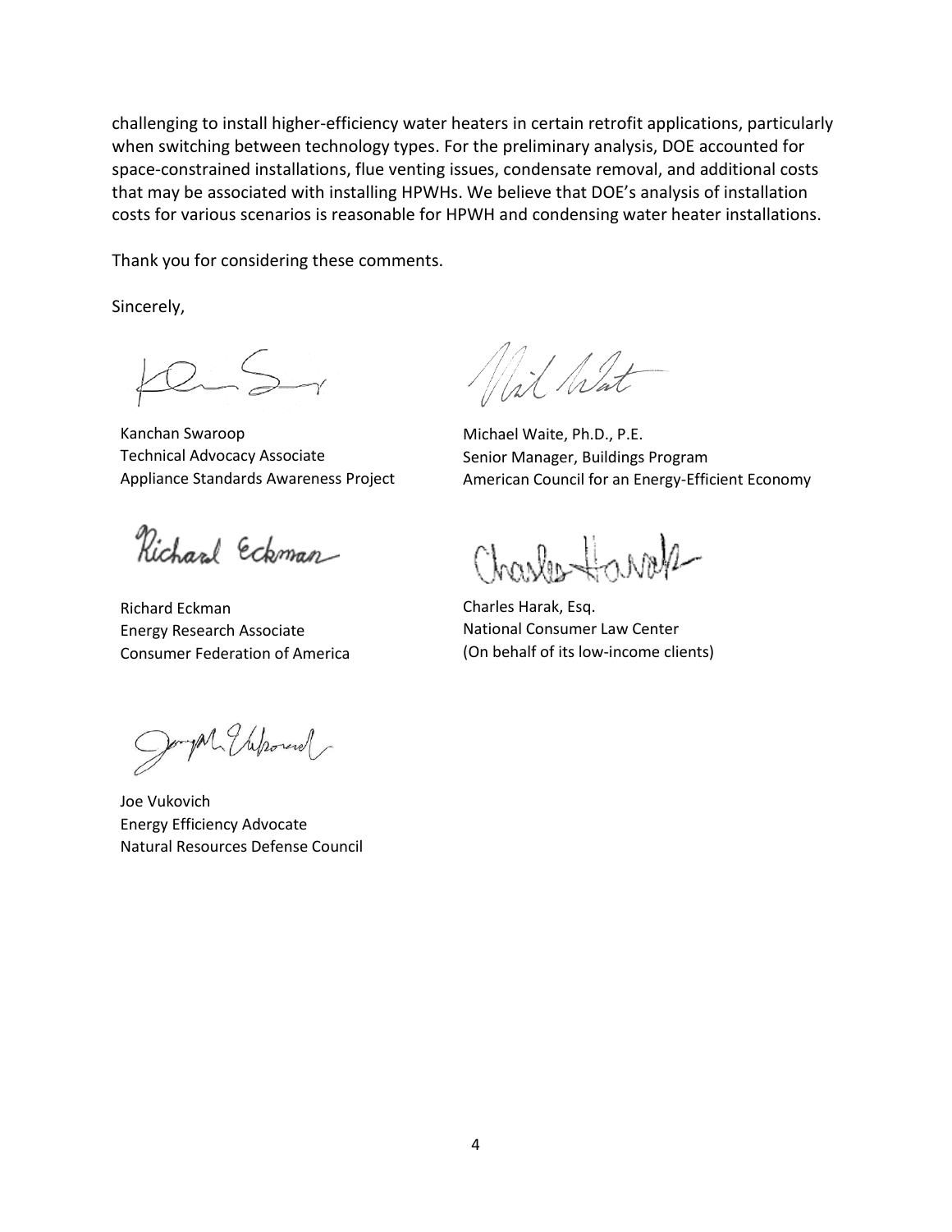challenging to install higher-efficiency water heaters in certain retrofit applications, particularly when switching between technology types. For the preliminary analysis, DOE accounted for space-constrained installations, flue venting issues, condensate removal, and additional costs that may be associated with installing HPWHs. We believe that DOE's analysis of installation costs for various scenarios is reasonable for HPWH and condensing water heater installations.

Thank you for considering these comments.

Sincerely,

Kanchan Swaroop
Technical Advocacy Associate
Appliance Standards Awareness Project

Michael Waite, Ph.D., P.E.
Senior Manager, Buildings Program
American Council for an Energy-Efficient Economy

Richard Eckman
Energy Research Associate
Consumer Federation of America

Charles Harak, Esq.
National Consumer Law Center
(On behalf of its low-income clients)

Joe Vukovich
Energy Efficiency Advocate
Natural Resources Defense Council